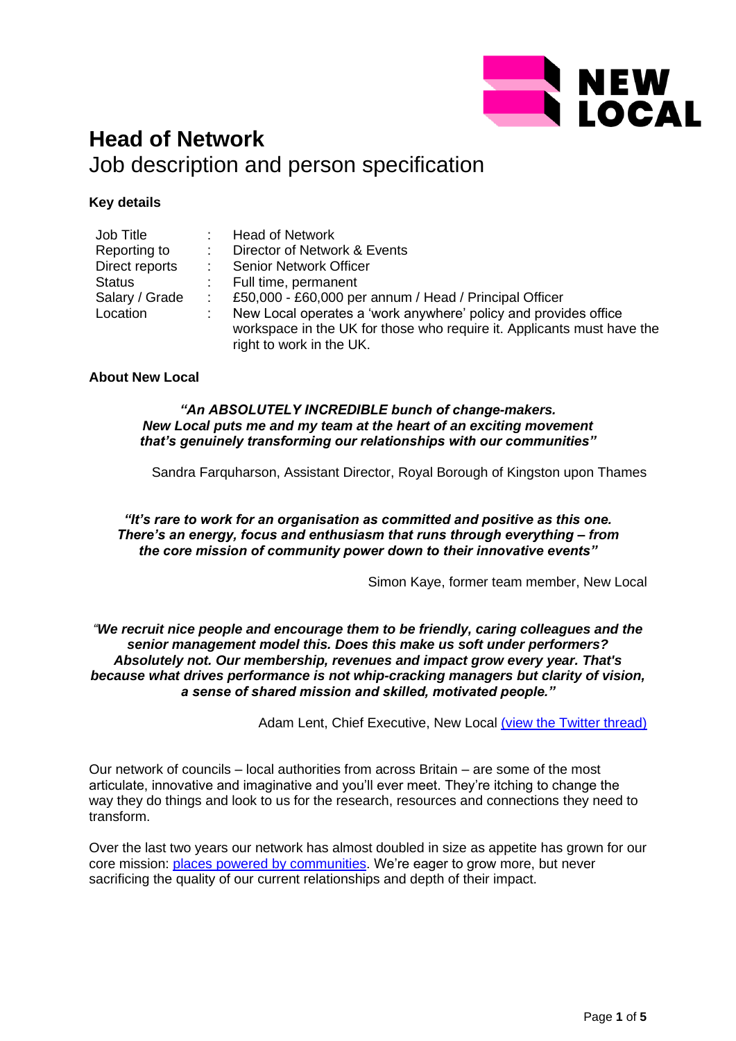# Head of Network

## Job description and person specification

**Key details**

| | | |
|---|---|---|
| Job Title | : | Head of Network |
| Reporting to | : | Director of Network & Events |
| Direct reports | : | Senior Network Officer |
| Status | : | Full time, permanent |
| Salary / Grade | : | £50,000 - £60,000 per annum / Head / Principal Officer |
| Location | : | New Local operates a 'work anywhere' policy and provides office workspace in the UK for those who require it. Applicants must have the right to work in the UK. |

**About New Local**

***"An ABSOLUTELY INCREDIBLE bunch of change-makers. New Local puts me and my team at the heart of an exciting movement that's genuinely transforming our relationships with our communities"***

Sandra Farquharson, Assistant Director, Royal Borough of Kingston upon Thames

***"It's rare to work for an organisation as committed and positive as this one. There's an energy, focus and enthusiasm that runs through everything – from the core mission of community power down to their innovative events"***

Simon Kaye, former team member, New Local

***"We recruit nice people and encourage them to be friendly, caring colleagues and the senior management model this. Does this make us soft under performers? Absolutely not. Our membership, revenues and impact grow every year. That's because what drives performance is not whip-cracking managers but clarity of vision, a sense of shared mission and skilled, motivated people."***

Adam Lent, Chief Executive, New Local (view the Twitter thread)

Our network of councils – local authorities from across Britain – are some of the most articulate, innovative and imaginative and you'll ever meet. They're itching to change the way they do things and look to us for the research, resources and connections they need to transform.

Over the last two years our network has almost doubled in size as appetite has grown for our core mission: places powered by communities. We're eager to grow more, but never sacrificing the quality of our current relationships and depth of their impact.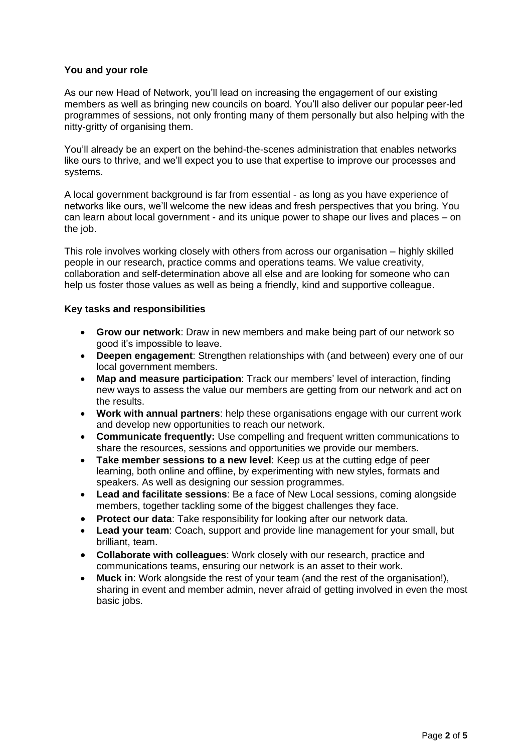**You and your role**

As our new Head of Network, you'll lead on increasing the engagement of our existing members as well as bringing new councils on board. You'll also deliver our popular peer-led programmes of sessions, not only fronting many of them personally but also helping with the nitty-gritty of organising them.

You'll already be an expert on the behind-the-scenes administration that enables networks like ours to thrive, and we'll expect you to use that expertise to improve our processes and systems.

A local government background is far from essential - as long as you have experience of networks like ours, we'll welcome the new ideas and fresh perspectives that you bring. You can learn about local government - and its unique power to shape our lives and places – on the job.

This role involves working closely with others from across our organisation – highly skilled people in our research, practice comms and operations teams. We value creativity, collaboration and self-determination above all else and are looking for someone who can help us foster those values as well as being a friendly, kind and supportive colleague.

**Key tasks and responsibilities**

- **Grow our network**: Draw in new members and make being part of our network so good it's impossible to leave.
- **Deepen engagement**: Strengthen relationships with (and between) every one of our local government members.
- **Map and measure participation**: Track our members' level of interaction, finding new ways to assess the value our members are getting from our network and act on the results.
- **Work with annual partners**: help these organisations engage with our current work and develop new opportunities to reach our network.
- **Communicate frequently:** Use compelling and frequent written communications to share the resources, sessions and opportunities we provide our members.
- **Take member sessions to a new level**: Keep us at the cutting edge of peer learning, both online and offline, by experimenting with new styles, formats and speakers. As well as designing our session programmes.
- **Lead and facilitate sessions**: Be a face of New Local sessions, coming alongside members, together tackling some of the biggest challenges they face.
- **Protect our data**: Take responsibility for looking after our network data.
- **Lead your team**: Coach, support and provide line management for your small, but brilliant, team.
- **Collaborate with colleagues**: Work closely with our research, practice and communications teams, ensuring our network is an asset to their work.
- **Muck in**: Work alongside the rest of your team (and the rest of the organisation!), sharing in event and member admin, never afraid of getting involved in even the most basic jobs.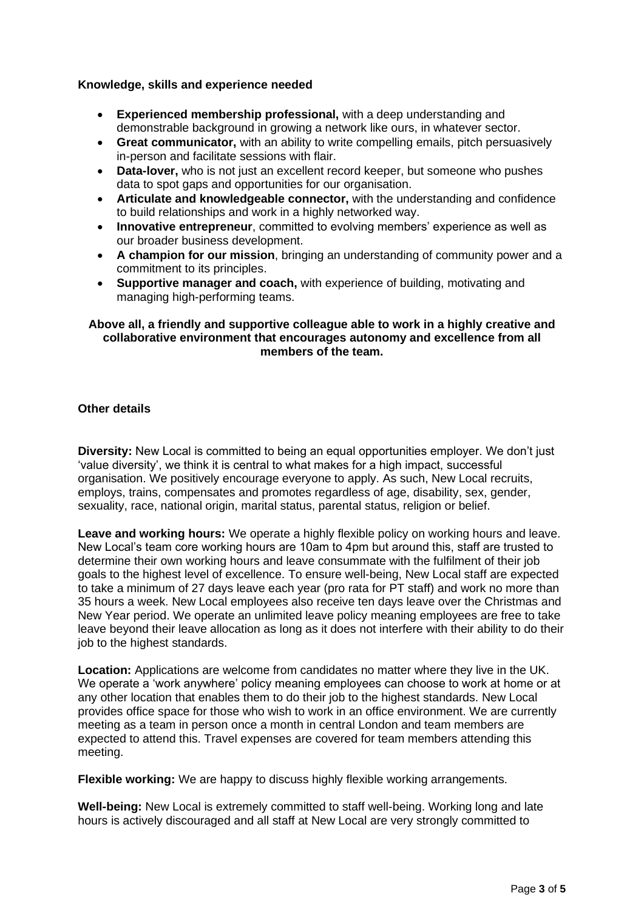**Knowledge, skills and experience needed**

- **Experienced membership professional,** with a deep understanding and demonstrable background in growing a network like ours, in whatever sector.
- **Great communicator,** with an ability to write compelling emails, pitch persuasively in-person and facilitate sessions with flair.
- **Data-lover,** who is not just an excellent record keeper, but someone who pushes data to spot gaps and opportunities for our organisation.
- **Articulate and knowledgeable connector,** with the understanding and confidence to build relationships and work in a highly networked way.
- **Innovative entrepreneur**, committed to evolving members' experience as well as our broader business development.
- **A champion for our mission**, bringing an understanding of community power and a commitment to its principles.
- **Supportive manager and coach,** with experience of building, motivating and managing high-performing teams.

**Above all, a friendly and supportive colleague able to work in a highly creative and collaborative environment that encourages autonomy and excellence from all members of the team.**

**Other details**

**Diversity:** New Local is committed to being an equal opportunities employer. We don't just 'value diversity', we think it is central to what makes for a high impact, successful organisation. We positively encourage everyone to apply. As such, New Local recruits, employs, trains, compensates and promotes regardless of age, disability, sex, gender, sexuality, race, national origin, marital status, parental status, religion or belief.

**Leave and working hours:** We operate a highly flexible policy on working hours and leave. New Local's team core working hours are 10am to 4pm but around this, staff are trusted to determine their own working hours and leave consummate with the fulfilment of their job goals to the highest level of excellence. To ensure well-being, New Local staff are expected to take a minimum of 27 days leave each year (pro rata for PT staff) and work no more than 35 hours a week. New Local employees also receive ten days leave over the Christmas and New Year period. We operate an unlimited leave policy meaning employees are free to take leave beyond their leave allocation as long as it does not interfere with their ability to do their job to the highest standards.

**Location:** Applications are welcome from candidates no matter where they live in the UK. We operate a 'work anywhere' policy meaning employees can choose to work at home or at any other location that enables them to do their job to the highest standards. New Local provides office space for those who wish to work in an office environment. We are currently meeting as a team in person once a month in central London and team members are expected to attend this. Travel expenses are covered for team members attending this meeting.

**Flexible working:** We are happy to discuss highly flexible working arrangements.

**Well-being:** New Local is extremely committed to staff well-being. Working long and late hours is actively discouraged and all staff at New Local are very strongly committed to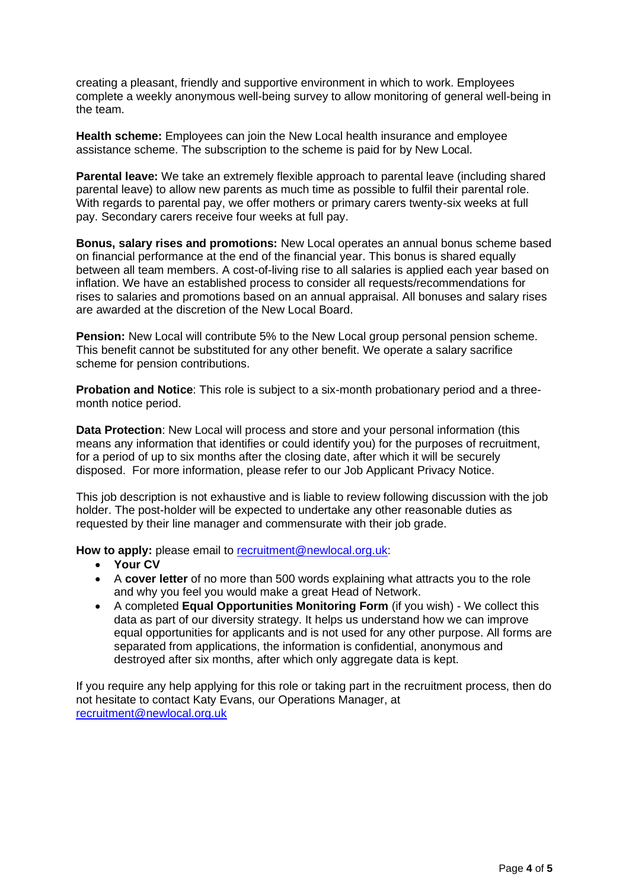creating a pleasant, friendly and supportive environment in which to work. Employees complete a weekly anonymous well-being survey to allow monitoring of general well-being in the team.

**Health scheme:** Employees can join the New Local health insurance and employee assistance scheme. The subscription to the scheme is paid for by New Local.

**Parental leave:** We take an extremely flexible approach to parental leave (including shared parental leave) to allow new parents as much time as possible to fulfil their parental role. With regards to parental pay, we offer mothers or primary carers twenty-six weeks at full pay. Secondary carers receive four weeks at full pay.

**Bonus, salary rises and promotions:** New Local operates an annual bonus scheme based on financial performance at the end of the financial year. This bonus is shared equally between all team members. A cost-of-living rise to all salaries is applied each year based on inflation. We have an established process to consider all requests/recommendations for rises to salaries and promotions based on an annual appraisal. All bonuses and salary rises are awarded at the discretion of the New Local Board.

**Pension:** New Local will contribute 5% to the New Local group personal pension scheme. This benefit cannot be substituted for any other benefit. We operate a salary sacrifice scheme for pension contributions.

**Probation and Notice**: This role is subject to a six-month probationary period and a three-month notice period.

**Data Protection**: New Local will process and store and your personal information (this means any information that identifies or could identify you) for the purposes of recruitment, for a period of up to six months after the closing date, after which it will be securely disposed. For more information, please refer to our Job Applicant Privacy Notice.

This job description is not exhaustive and is liable to review following discussion with the job holder. The post-holder will be expected to undertake any other reasonable duties as requested by their line manager and commensurate with their job grade.

**How to apply:** please email to [recruitment@newlocal.org.uk](mailto:recruitment@newlocal.org.uk):

- **Your CV**
- A **cover letter** of no more than 500 words explaining what attracts you to the role and why you feel you would make a great Head of Network.
- A completed **Equal Opportunities Monitoring Form** (if you wish) - We collect this data as part of our diversity strategy. It helps us understand how we can improve equal opportunities for applicants and is not used for any other purpose. All forms are separated from applications, the information is confidential, anonymous and destroyed after six months, after which only aggregate data is kept.

If you require any help applying for this role or taking part in the recruitment process, then do not hesitate to contact Katy Evans, our Operations Manager, at [recruitment@newlocal.org.uk](mailto:recruitment@newlocal.org.uk)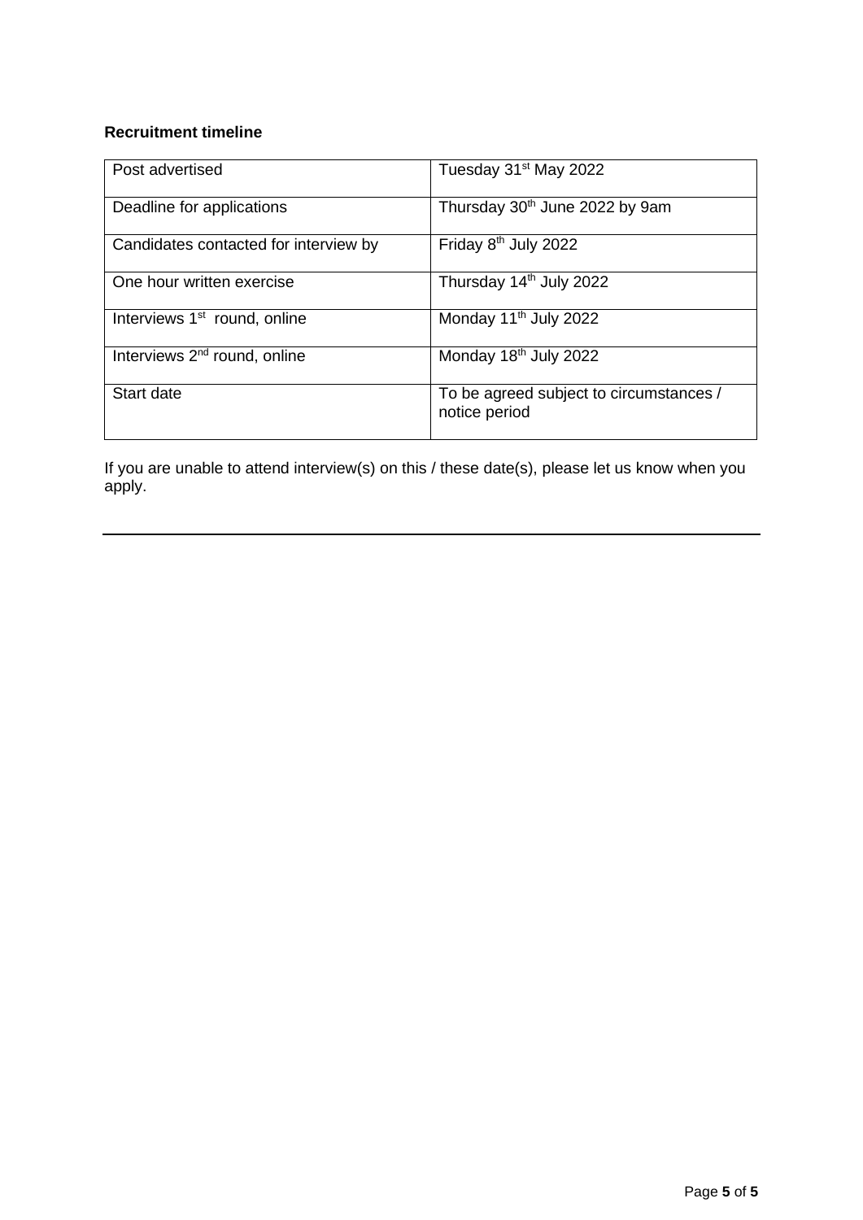**Recruitment timeline**

| | |
|---|---|
| Post advertised | Tuesday 31st May 2022 |
| Deadline for applications | Thursday 30th June 2022 by 9am |
| Candidates contacted for interview by | Friday 8th July 2022 |
| One hour written exercise | Thursday 14th July 2022 |
| Interviews 1st round, online | Monday 11th July 2022 |
| Interviews 2nd round, online | Monday 18th July 2022 |
| Start date | To be agreed subject to circumstances / notice period |

If you are unable to attend interview(s) on this / these date(s), please let us know when you apply.

---